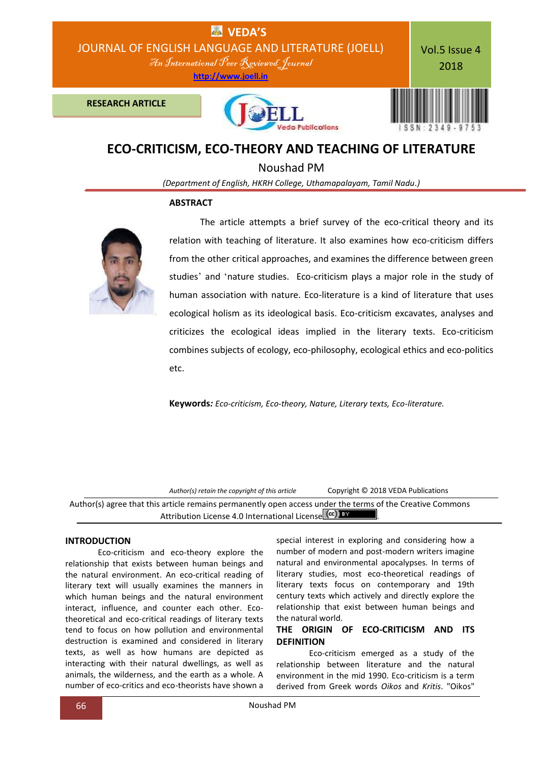RESEARCH ARTICLE

# ECO-CRITICISM, ECO-THEORY AND TEACHING OF LITERATURE

Noushad PM

*(Department of English, HKRH College, Uthamapalayam, Tamil Nadu.)*

**ABSTRACT**

The article attempts a brief survey of the eco-critical theory and its relation with teaching of literature. It also examines how eco-criticism differs from the other critical approaches, and examines the difference between green studies' and 'nature studies. Eco-criticism plays a major role in the study of human association with nature. Eco-literature is a kind of literature that uses ecological holism as its ideological basis. Eco-criticism excavates, analyses and criticizes the ecological ideas implied in the literary texts. Eco-criticism combines subjects of ecology, eco-philosophy, ecological ethics and eco-politics etc.

**Keywords***: Eco-criticism, Eco-theory, Nature, Literary texts, Eco-literature.*

*Author(s) retain the copyright of this article* Copyright © 2018 VEDA Publications

Author(s) agree that this article remains permanently open access under the terms of the Creative Commons Attribution License 4.0 International License.

## INTRODUCTION

Eco-criticism and eco-theory explore the relationship that exists between human beings and the natural environment. An eco-critical reading of literary text will usually examines the manners in which human beings and the natural environment interact, influence, and counter each other. Eco-theoretical and eco-critical readings of literary texts tend to focus on how pollution and environmental destruction is examined and considered in literary texts, as well as how humans are depicted as interacting with their natural dwellings, as well as animals, the wilderness, and the earth as a whole. A number of eco-critics and eco-theorists have shown a special interest in exploring and considering how a number of modern and post-modern writers imagine natural and environmental apocalypses. In terms of literary studies, most eco-theoretical readings of literary texts focus on contemporary and 19th century texts which actively and directly explore the relationship that exist between human beings and the natural world.

## THE ORIGIN OF ECO-CRITICISM AND ITS DEFINITION

Eco-criticism emerged as a study of the relationship between literature and the natural environment in the mid 1990. Eco-criticism is a term derived from Greek words *Oikos* and *Kritis*. "Oikos"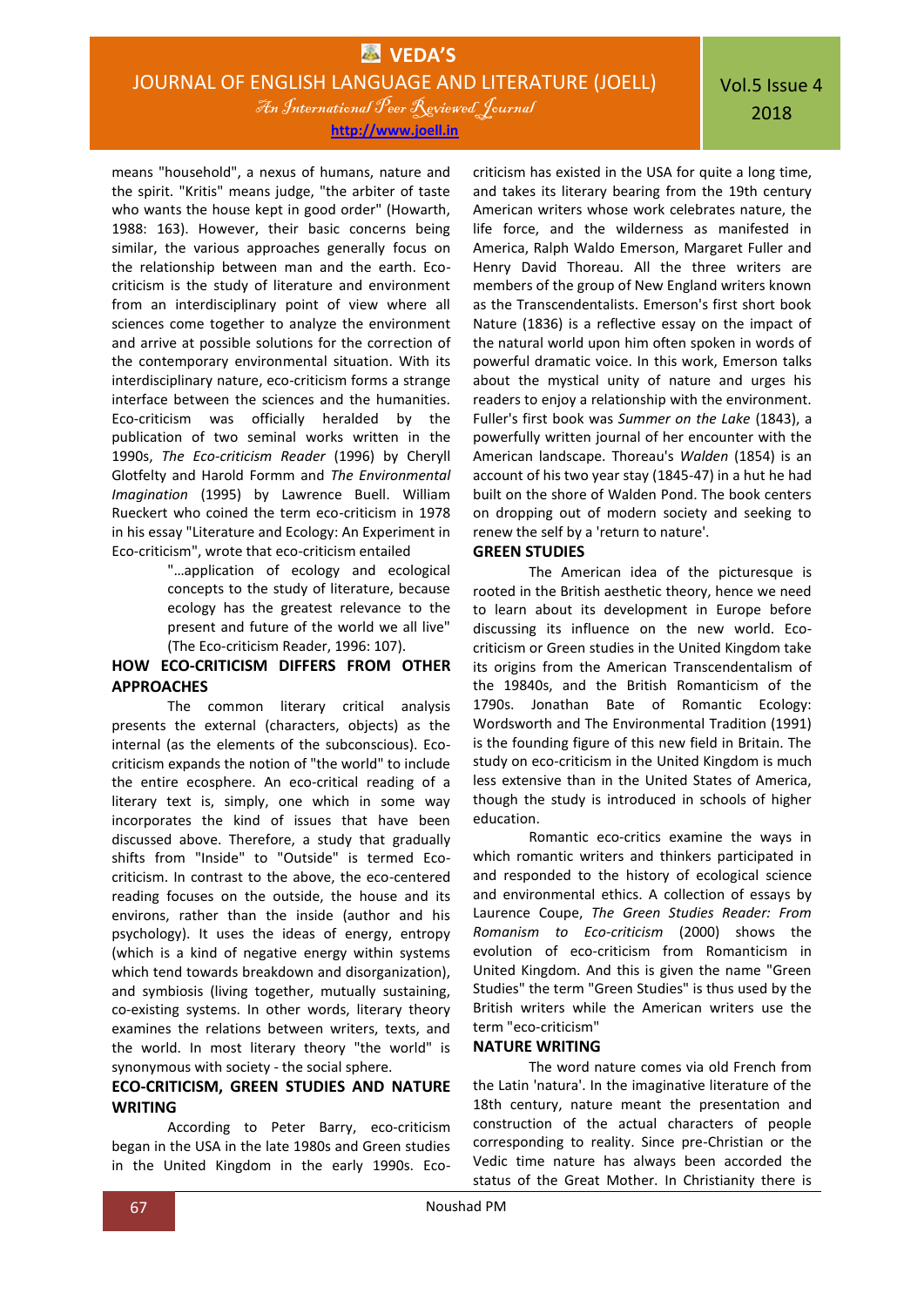means "household", a nexus of humans, nature and the spirit. "Kritis" means judge, "the arbiter of taste who wants the house kept in good order" (Howarth, 1988: 163). However, their basic concerns being similar, the various approaches generally focus on the relationship between man and the earth. Eco-criticism is the study of literature and environment from an interdisciplinary point of view where all sciences come together to analyze the environment and arrive at possible solutions for the correction of the contemporary environmental situation. With its interdisciplinary nature, eco-criticism forms a strange interface between the sciences and the humanities. Eco-criticism was officially heralded by the publication of two seminal works written in the 1990s, *The Eco-criticism Reader* (1996) by Cherylll Glotfelty and Harold Formm and *The Environmental Imagination* (1995) by Lawrence Buell. William Rueckert who coined the term eco-criticism in 1978 in his essay "Literature and Ecology: An Experiment in Eco-criticism", wrote that eco-criticism entailed

> "…application of ecology and ecological concepts to the study of literature, because ecology has the greatest relevance to the present and future of the world we all live" (The Eco-criticism Reader, 1996: 107).

## HOW ECO-CRITICISM DIFFERS FROM OTHER APPROACHES

The common literary critical analysis presents the external (characters, objects) as the internal (as the elements of the subconscious). Eco-criticism expands the notion of "the world" to include the entire ecosphere. An eco-critical reading of a literary text is, simply, one which in some way incorporates the kind of issues that have been discussed above. Therefore, a study that gradually shifts from "Inside" to "Outside" is termed Eco-criticism. In contrast to the above, the eco-centered reading focuses on the outside, the house and its environs, rather than the inside (author and his psychology). It uses the ideas of energy, entropy (which is a kind of negative energy within systems which tend towards breakdown and disorganization), and symbiosis (living together, mutually sustaining, co-existing systems. In other words, literary theory examines the relations between writers, texts, and the world. In most literary theory "the world" is synonymous with society - the social sphere.

## ECO-CRITICISM, GREEN STUDIES AND NATURE WRITING

According to Peter Barry, eco-criticism began in the USA in the late 1980s and Green studies in the United Kingdom in the early 1990s. Eco-criticism has existed in the USA for quite a long time, and takes its literary bearing from the 19th century American writers whose work celebrates nature, the life force, and the wilderness as manifested in America, Ralph Waldo Emerson, Margaret Fuller and Henry David Thoreau. All the three writers are members of the group of New England writers known as the Transcendentalists. Emerson's first short book Nature (1836) is a reflective essay on the impact of the natural world upon him often spoken in words of powerful dramatic voice. In this work, Emerson talks about the mystical unity of nature and urges his readers to enjoy a relationship with the environment. Fuller's first book was *Summer on the Lake* (1843), a powerfully written journal of her encounter with the American landscape. Thoreau's *Walden* (1854) is an account of his two year stay (1845-47) in a hut he had built on the shore of Walden Pond. The book centers on dropping out of modern society and seeking to renew the self by a 'return to nature'.

## GREEN STUDIES

The American idea of the picturesque is rooted in the British aesthetic theory, hence we need to learn about its development in Europe before discussing its influence on the new world. Eco-criticism or Green studies in the United Kingdom take its origins from the American Transcendentalism of the 19840s, and the British Romanticism of the 1790s. Jonathan Bate of Romantic Ecology: Wordsworth and The Environmental Tradition (1991) is the founding figure of this new field in Britain. The study on eco-criticism in the United Kingdom is much less extensive than in the United States of America, though the study is introduced in schools of higher education.

Romantic eco-critics examine the ways in which romantic writers and thinkers participated in and responded to the history of ecological science and environmental ethics. A collection of essays by Laurence Coupe, *The Green Studies Reader: From Romanism to Eco-criticism* (2000) shows the evolution of eco-criticism from Romanticism in United Kingdom. And this is given the name "Green Studies" the term "Green Studies" is thus used by the British writers while the American writers use the term "eco-criticism"

## NATURE WRITING

The word nature comes via old French from the Latin 'natura'. In the imaginative literature of the 18th century, nature meant the presentation and construction of the actual characters of people corresponding to reality. Since pre-Christian or the Vedic time nature has always been accorded the status of the Great Mother. In Christianity there is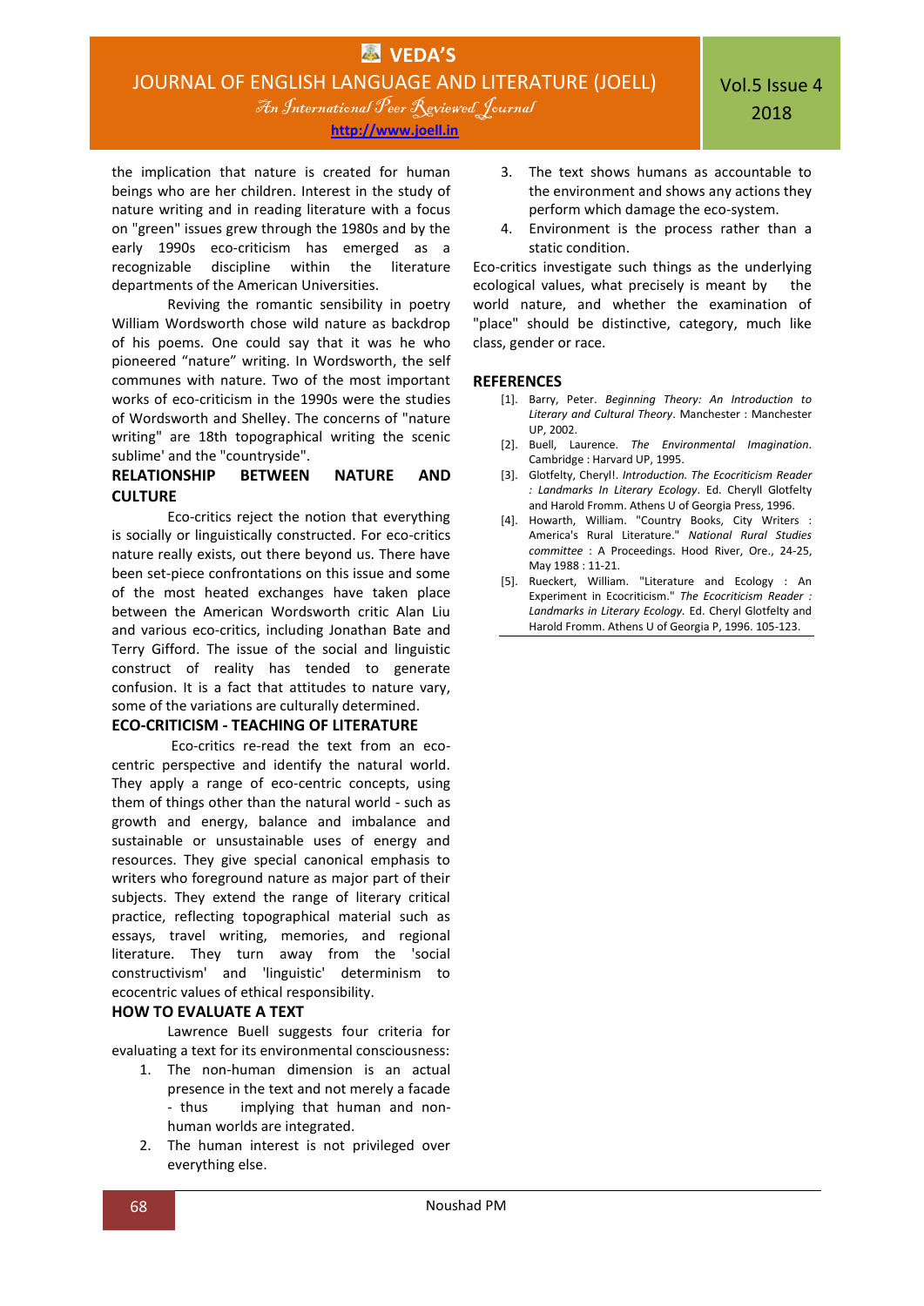the implication that nature is created for human beings who are her children. Interest in the study of nature writing and in reading literature with a focus on "green" issues grew through the 1980s and by the early 1990s eco-criticism has emerged as a recognizable discipline within the literature departments of the American Universities.

Reviving the romantic sensibility in poetry William Wordsworth chose wild nature as backdrop of his poems. One could say that it was he who pioneered "nature" writing. In Wordsworth, the self communes with nature. Two of the most important works of eco-criticism in the 1990s were the studies of Wordsworth and Shelley. The concerns of "nature writing" are 18th topographical writing the scenic sublime' and the "countryside".

## RELATIONSHIP BETWEEN NATURE AND CULTURE

Eco-critics reject the notion that everything is socially or linguistically constructed. For eco-critics nature really exists, out there beyond us. There have been set-piece confrontations on this issue and some of the most heated exchanges have taken place between the American Wordsworth critic Alan Liu and various eco-critics, including Jonathan Bate and Terry Gifford. The issue of the social and linguistic construct of reality has tended to generate confusion. It is a fact that attitudes to nature vary, some of the variations are culturally determined.

## ECO-CRITICISM - TEACHING OF LITERATURE

Eco-critics re-read the text from an eco-centric perspective and identify the natural world. They apply a range of eco-centric concepts, using them of things other than the natural world - such as growth and energy, balance and imbalance and sustainable or unsustainable uses of energy and resources. They give special canonical emphasis to writers who foreground nature as major part of their subjects. They extend the range of literary critical practice, reflecting topographical material such as essays, travel writing, memories, and regional literature. They turn away from the 'social constructivism' and 'linguistic' determinism to ecocentric values of ethical responsibility.

## HOW TO EVALUATE A TEXT

Lawrence Buell suggests four criteria for evaluating a text for its environmental consciousness:

1. The non-human dimension is an actual presence in the text and not merely a facade - thus implying that human and non-human worlds are integrated.
2. The human interest is not privileged over everything else.
3. The text shows humans as accountable to the environment and shows any actions they perform which damage the eco-system.
4. Environment is the process rather than a static condition.

Eco-critics investigate such things as the underlying ecological values, what precisely is meant by the world nature, and whether the examination of "place" should be distinctive, category, much like class, gender or race.

## REFERENCES

[1]. Barry, Peter. *Beginning Theory: An Introduction to Literary and Cultural Theory*. Manchester : Manchester UP, 2002.

[2]. Buell, Laurence. *The Environmental Imagination*. Cambridge : Harvard UP, 1995.

[3]. Glotfelty, Cheryl!. *Introduction. The Ecocriticism Reader : Landmarks In Literary Ecology*. Ed. Cheryll Glotfelty and Harold Fromm. Athens U of Georgia Press, 1996.

[4]. Howarth, William. "Country Books, City Writers : America's Rural Literature." *National Rural Studies committee* : A Proceedings. Hood River, Ore., 24-25, May 1988 : 11-21.

[5]. Rueckert, William. "Literature and Ecology : An Experiment in Ecocriticism." *The Ecocriticism Reader : Landmarks in Literary Ecology.* Ed. Cheryl Glotfelty and Harold Fromm. Athens U of Georgia P, 1996. 105-123.